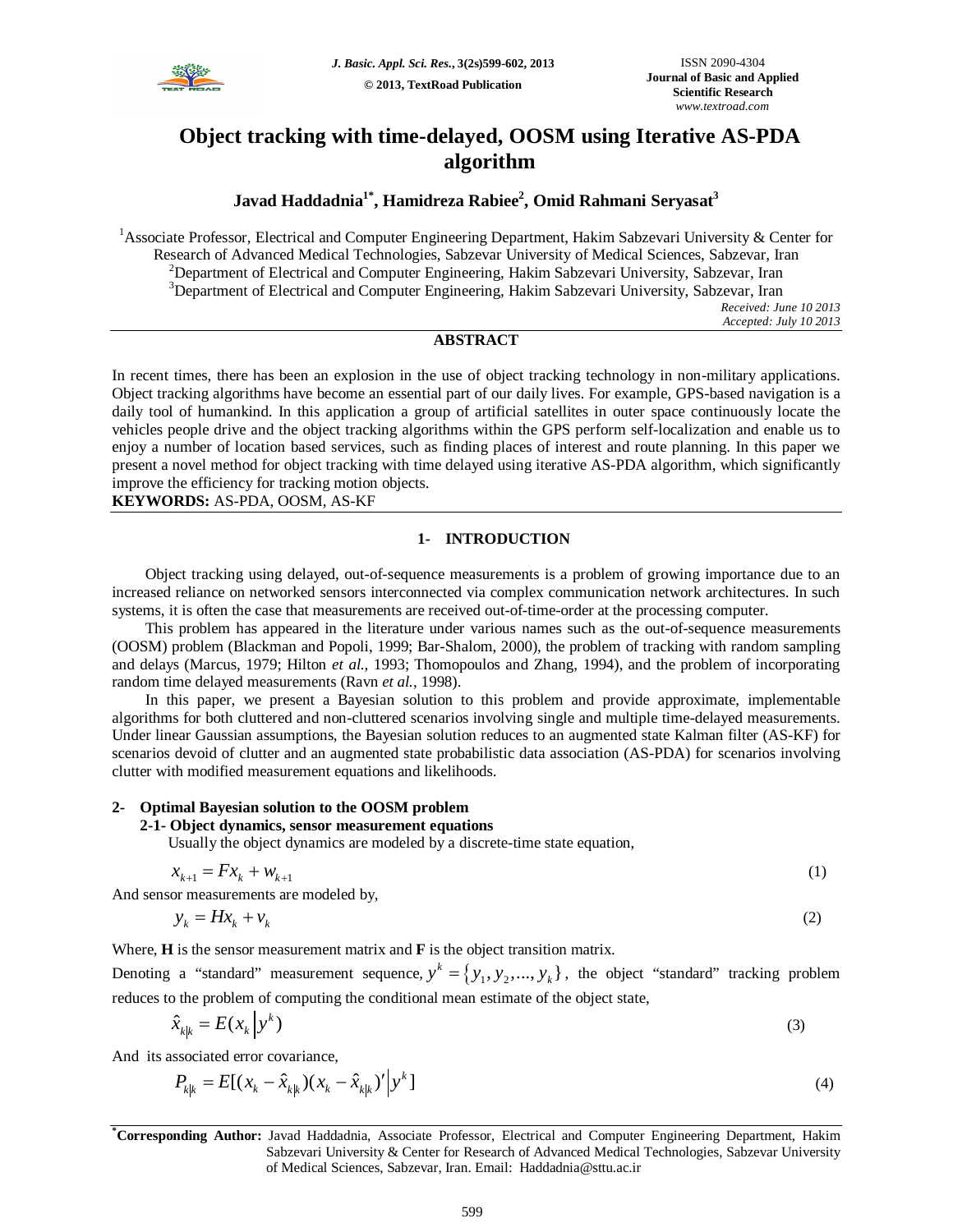# Object tracking with time-delayed, OOSM using Iterative AS-PDA algorithm

**Javad Haddadnia[1*], Hamidreza Rabiee[2], Omid Rahmani Seryasat[3]**

[1]Associate Professor, Electrical and Computer Engineering Department, Hakim Sabzevari University & Center for Research of Advanced Medical Technologies, Sabzevar University of Medical Sciences, Sabzevar, Iran
[2]Department of Electrical and Computer Engineering, Hakim Sabzevari University, Sabzevar, Iran
[3]Department of Electrical and Computer Engineering, Hakim Sabzevari University, Sabzevar, Iran

*Received: June 10 2013*
*Accepted: July 10 2013*

## ABSTRACT

In recent times, there has been an explosion in the use of object tracking technology in non-military applications. Object tracking algorithms have become an essential part of our daily lives. For example, GPS-based navigation is a daily tool of humankind. In this application a group of artificial satellites in outer space continuously locate the vehicles people drive and the object tracking algorithms within the GPS perform self-localization and enable us to enjoy a number of location based services, such as finding places of interest and route planning. In this paper we present a novel method for object tracking with time delayed using iterative AS-PDA algorithm, which significantly improve the efficiency for tracking motion objects.

**KEYWORDS:** AS-PDA, OOSM, AS-KF

## 1- INTRODUCTION

Object tracking using delayed, out-of-sequence measurements is a problem of growing importance due to an increased reliance on networked sensors interconnected via complex communication network architectures. In such systems, it is often the case that measurements are received out-of-time-order at the processing computer.

This problem has appeared in the literature under various names such as the out-of-sequence measurements (OOSM) problem (Blackman and Popoli, 1999; Bar-Shalom, 2000), the problem of tracking with random sampling and delays (Marcus, 1979; Hilton *et al.*, 1993; Thomopoulos and Zhang, 1994), and the problem of incorporating random time delayed measurements (Ravn *et al.*, 1998).

In this paper, we present a Bayesian solution to this problem and provide approximate, implementable algorithms for both cluttered and non-cluttered scenarios involving single and multiple time-delayed measurements. Under linear Gaussian assumptions, the Bayesian solution reduces to an augmented state Kalman filter (AS-KF) for scenarios devoid of clutter and an augmented state probabilistic data association (AS-PDA) for scenarios involving clutter with modified measurement equations and likelihoods.

## 2- Optimal Bayesian solution to the OOSM problem

### 2-1- Object dynamics, sensor measurement equations

Usually the object dynamics are modeled by a discrete-time state equation,

$$x_{k+1} = Fx_k + w_{k+1} \tag{1}$$

And sensor measurements are modeled by,

$$y_k = Hx_k + v_k \tag{2}$$

Where, **H** is the sensor measurement matrix and **F** is the object transition matrix.

Denoting a "standard" measurement sequence, $y^k = \{y_1, y_2, ..., y_k\}$, the object "standard" tracking problem reduces to the problem of computing the conditional mean estimate of the object state,

$$\hat{x}_{k|k} = E(x_k \,|\, y^k) \tag{3}$$

And its associated error covariance,

$$P_{k|k} = E[(x_k - \hat{x}_{k|k})(x_k - \hat{x}_{k|k})' \,|\, y^k] \tag{4}$$

---

**[*]Corresponding Author:** Javad Haddadnia, Associate Professor, Electrical and Computer Engineering Department, Hakim Sabzevari University & Center for Research of Advanced Medical Technologies, Sabzevar University of Medical Sciences, Sabzevar, Iran. Email: Haddadnia@sttu.ac.ir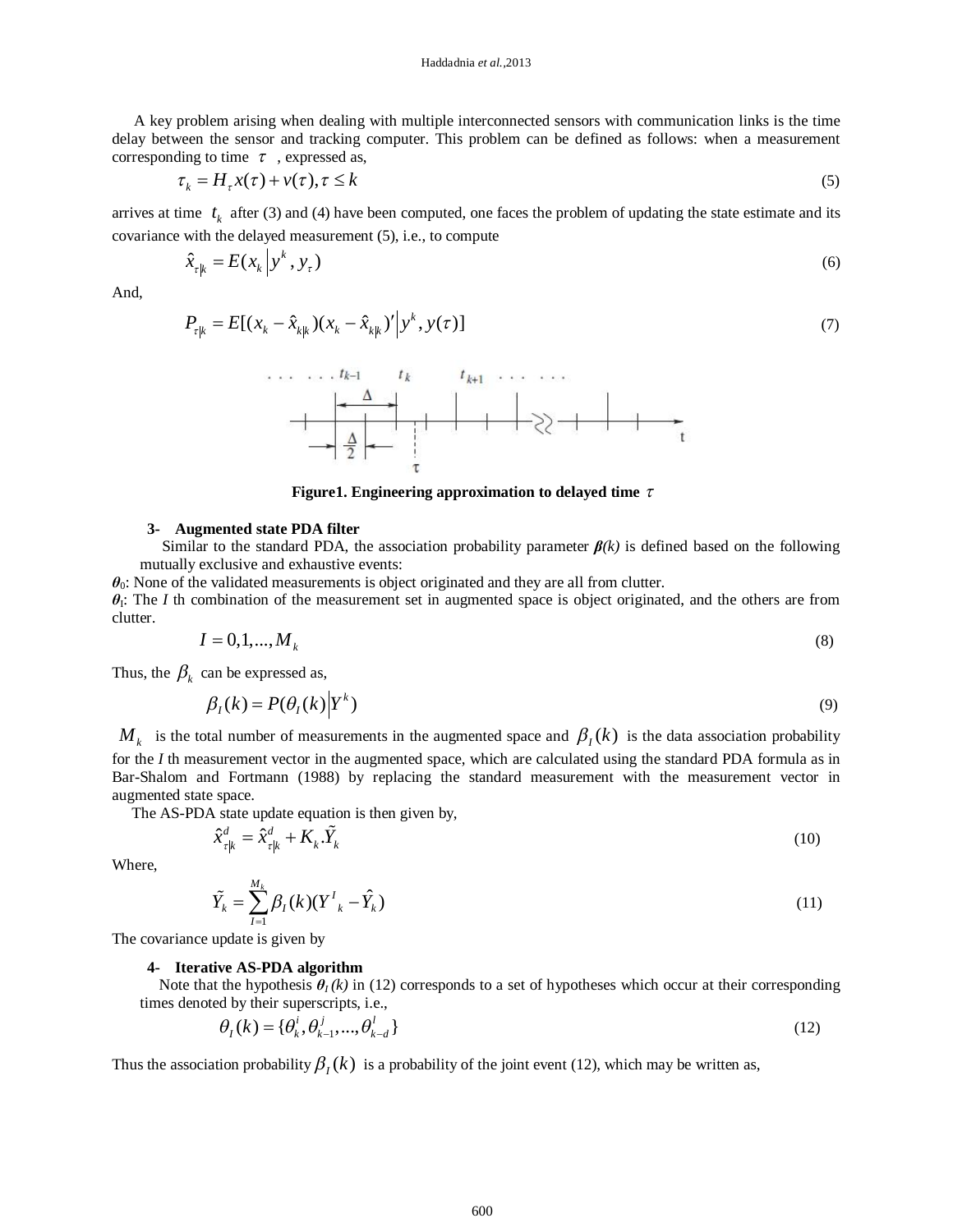A key problem arising when dealing with multiple interconnected sensors with communication links is the time delay between the sensor and tracking computer. This problem can be defined as follows: when a measurement corresponding to time $\tau$ , expressed as,

$$\tau_k = H_\tau x(\tau) + v(\tau), \tau \leq k \tag{5}$$

arrives at time $t_k$ after (3) and (4) have been computed, one faces the problem of updating the state estimate and its covariance with the delayed measurement (5), i.e., to compute

$$\hat{x}_{\tau|k} = E(x_k \left| y^k, y_\tau \right.) \tag{6}$$

And,

$$P_{\tau|k} = E[(x_k - \hat{x}_{k|k})(x_k - \hat{x}_{k|k})' \left| y^k, y(\tau) \right.] \tag{7}$$

**Figure1. Engineering approximation to delayed time $\tau$**

### 3- Augmented state PDA filter

Similar to the standard PDA, the association probability parameter $\boldsymbol{\beta(k)}$ is defined based on the following mutually exclusive and exhaustive events:

$\boldsymbol{\theta_0}$: None of the validated measurements is object originated and they are all from clutter.

$\boldsymbol{\theta_I}$: The *I* th combination of the measurement set in augmented space is object originated, and the others are from clutter.

$$I = 0, 1, ..., M_k \tag{8}$$

Thus, the $\beta_k$ can be expressed as,

$$\beta_I(k) = P(\theta_I(k) \left| Y^k \right.) \tag{9}$$

$M_k$ is the total number of measurements in the augmented space and $\beta_I(k)$ is the data association probability for the *I* th measurement vector in the augmented space, which are calculated using the standard PDA formula as in Bar-Shalom and Fortmann (1988) by replacing the standard measurement with the measurement vector in augmented state space.

The AS-PDA state update equation is then given by,

$$\hat{x}^d_{\tau|k} = \hat{x}^d_{\tau|k} + K_k . \tilde{Y}_k \tag{10}$$

Where,

$$\tilde{Y}_k = \sum_{I=1}^{M_k} \beta_I(k)(Y^I{}_k - \hat{Y}_k) \tag{11}$$

The covariance update is given by

### 4- Iterative AS-PDA algorithm

Note that the hypothesis $\boldsymbol{\theta_I(k)}$ in (12) corresponds to a set of hypotheses which occur at their corresponding times denoted by their superscripts, i.e.,

$$\theta_I(k) = \{\theta^i_k, \theta^j_{k-1}, ..., \theta^l_{k-d}\} \tag{12}$$

Thus the association probability $\beta_I(k)$ is a probability of the joint event (12), which may be written as,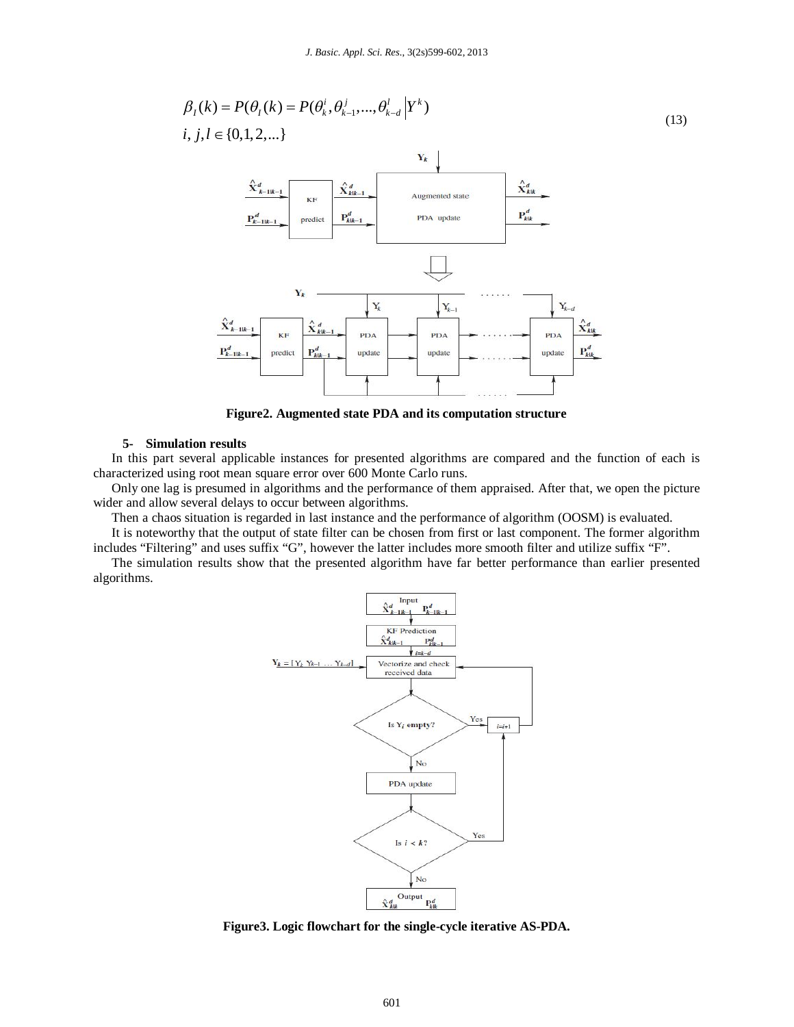$$\beta_I(k) = P(\theta_I(k) = P(\theta_k^i, \theta_{k-1}^j, ..., \theta_{k-d}^l \left| Y^k \right.)$$
$$i, j, l \in \{0,1,2,...\} \tag{13}$$

Figure2. Augmented state PDA and its computation structure

## 5- Simulation results

In this part several applicable instances for presented algorithms are compared and the function of each is characterized using root mean square error over 600 Monte Carlo runs.

Only one lag is presumed in algorithms and the performance of them appraised. After that, we open the picture wider and allow several delays to occur between algorithms.

Then a chaos situation is regarded in last instance and the performance of algorithm (OOSM) is evaluated.

It is noteworthy that the output of state filter can be chosen from first or last component. The former algorithm includes "Filtering" and uses suffix "G", however the latter includes more smooth filter and utilize suffix "F".

The simulation results show that the presented algorithm have far better performance than earlier presented algorithms.

Figure3. Logic flowchart for the single-cycle iterative AS-PDA.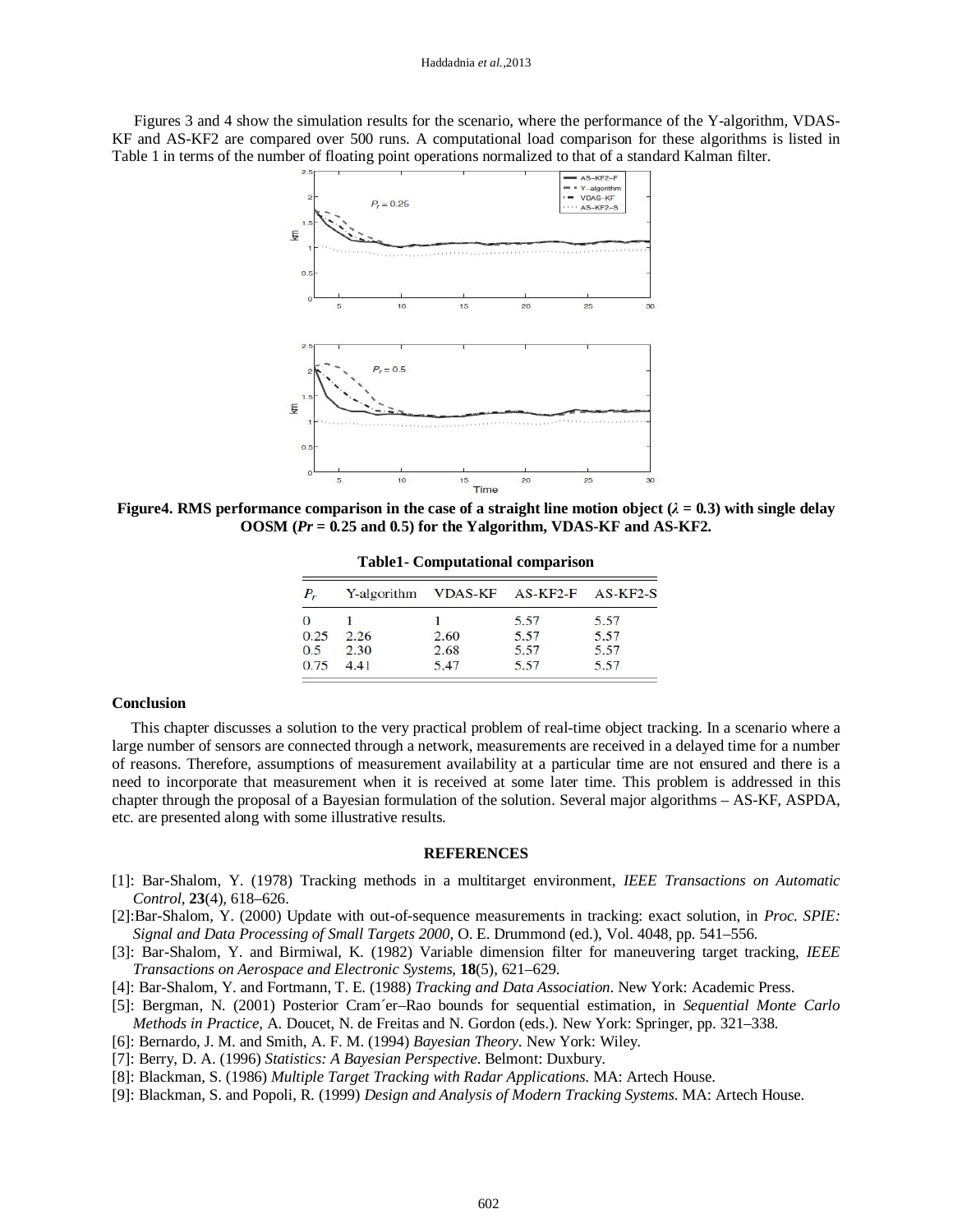Figures 3 and 4 show the simulation results for the scenario, where the performance of the Y-algorithm, VDAS-KF and AS-KF2 are compared over 500 runs. A computational load comparison for these algorithms is listed in Table 1 in terms of the number of floating point operations normalized to that of a standard Kalman filter.

AS–KF2–F
Y–algorithm
VDAS–KF
AS–KF2–S

$P_r = 0.25$

km

$P_r = 0.5$

km

Time

**Figure4. RMS performance comparison in the case of a straight line motion object ($\lambda$ = 0.3) with single delay OOSM (*Pr* = 0.25 and 0.5) for the Yalgorithm, VDAS-KF and AS-KF2.**

**Table1- Computational comparison**

| $P_r$ | Y-algorithm | VDAS-KF | AS-KF2-F | AS-KF2-S |
|---|---|---|---|---|
| 0 | 1 | 1 | 5.57 | 5.57 |
| 0.25 | 2.26 | 2.60 | 5.57 | 5.57 |
| 0.5 | 2.30 | 2.68 | 5.57 | 5.57 |
| 0.75 | 4.41 | 5.47 | 5.57 | 5.57 |

**Conclusion**

This chapter discusses a solution to the very practical problem of real-time object tracking. In a scenario where a large number of sensors are connected through a network, measurements are received in a delayed time for a number of reasons. Therefore, assumptions of measurement availability at a particular time are not ensured and there is a need to incorporate that measurement when it is received at some later time. This problem is addressed in this chapter through the proposal of a Bayesian formulation of the solution. Several major algorithms – AS-KF, ASPDA, etc. are presented along with some illustrative results.

## REFERENCES

[1]: Bar-Shalom, Y. (1978) Tracking methods in a multitarget environment, *IEEE Transactions on Automatic Control*, **23**(4), 618–626.

[2]:Bar-Shalom, Y. (2000) Update with out-of-sequence measurements in tracking: exact solution, in *Proc. SPIE: Signal and Data Processing of Small Targets 2000*, O. E. Drummond (ed.), Vol. 4048, pp. 541–556.

[3]: Bar-Shalom, Y. and Birmiwal, K. (1982) Variable dimension filter for maneuvering target tracking, *IEEE Transactions on Aerospace and Electronic Systems*, **18**(5), 621–629.

[4]: Bar-Shalom, Y. and Fortmann, T. E. (1988) *Tracking and Data Association*. New York: Academic Press.

[5]: Bergman, N. (2001) Posterior Cram´er–Rao bounds for sequential estimation, in *Sequential Monte Carlo Methods in Practice*, A. Doucet, N. de Freitas and N. Gordon (eds.). New York: Springer, pp. 321–338.

[6]: Bernardo, J. M. and Smith, A. F. M. (1994) *Bayesian Theory*. New York: Wiley.

[7]: Berry, D. A. (1996) *Statistics: A Bayesian Perspective*. Belmont: Duxbury.

[8]: Blackman, S. (1986) *Multiple Target Tracking with Radar Applications*. MA: Artech House.

[9]: Blackman, S. and Popoli, R. (1999) *Design and Analysis of Modern Tracking Systems*. MA: Artech House.